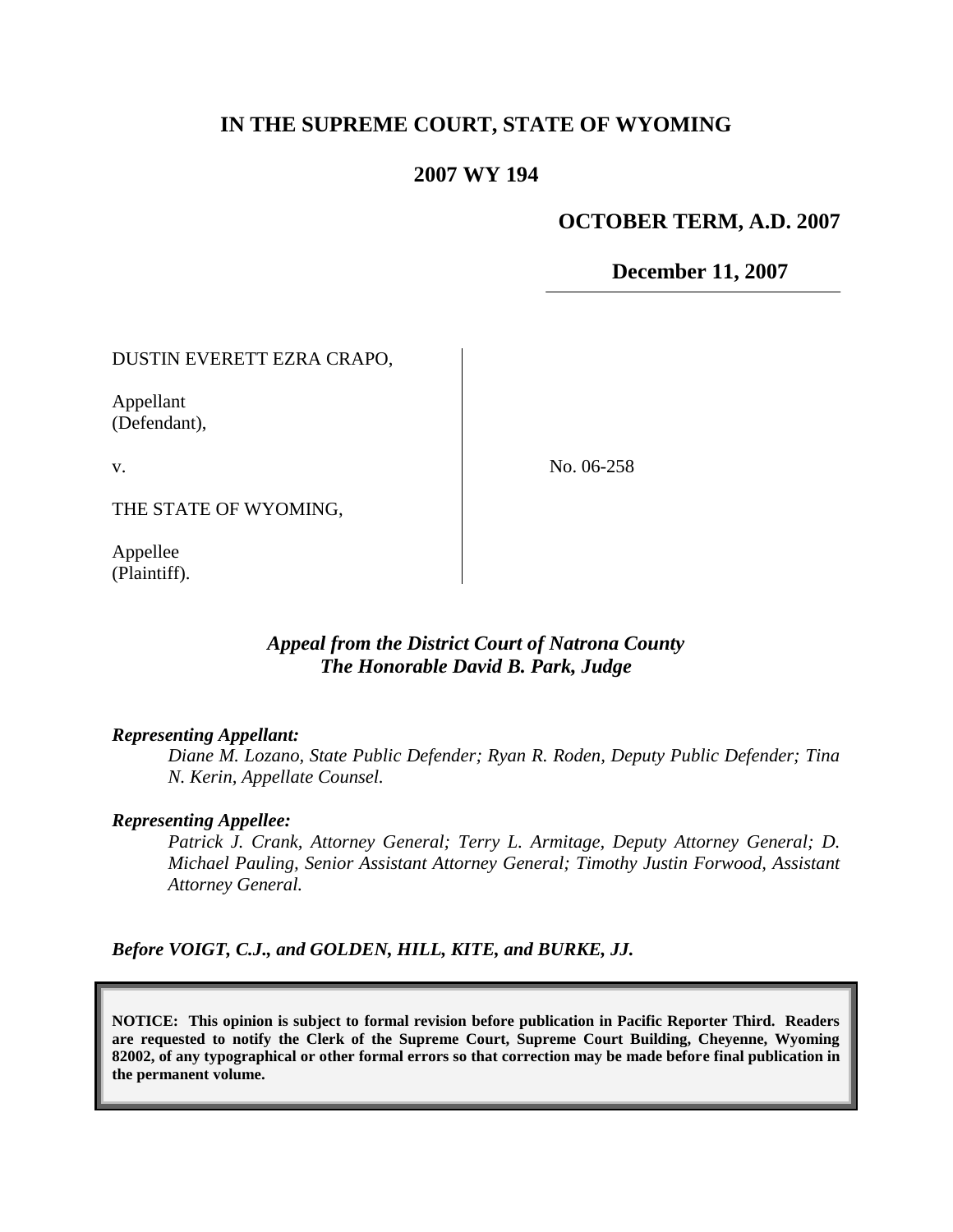# IN THE SUPREME COURT, STATE OF WYOMING

## 2007 WY 194

**OCTOBER TERM, A.D. 2007**

**December 11, 2007**

DUSTIN EVERETT EZRA CRAPO,

Appellant
(Defendant),

v.

THE STATE OF WYOMING,

Appellee
(Plaintiff).

No. 06-258

***Appeal from the District Court of Natrona County***
***The Honorable David B. Park, Judge***

***Representing Appellant:***

*Diane M. Lozano, State Public Defender; Ryan R. Roden, Deputy Public Defender; Tina N. Kerin, Appellate Counsel.*

***Representing Appellee:***

*Patrick J. Crank, Attorney General; Terry L. Armitage, Deputy Attorney General; D. Michael Pauling, Senior Assistant Attorney General; Timothy Justin Forwood, Assistant Attorney General.*

***Before VOIGT, C.J., and GOLDEN, HILL, KITE, and BURKE, JJ.***

**NOTICE: This opinion is subject to formal revision before publication in Pacific Reporter Third. Readers are requested to notify the Clerk of the Supreme Court, Supreme Court Building, Cheyenne, Wyoming 82002, of any typographical or other formal errors so that correction may be made before final publication in the permanent volume.**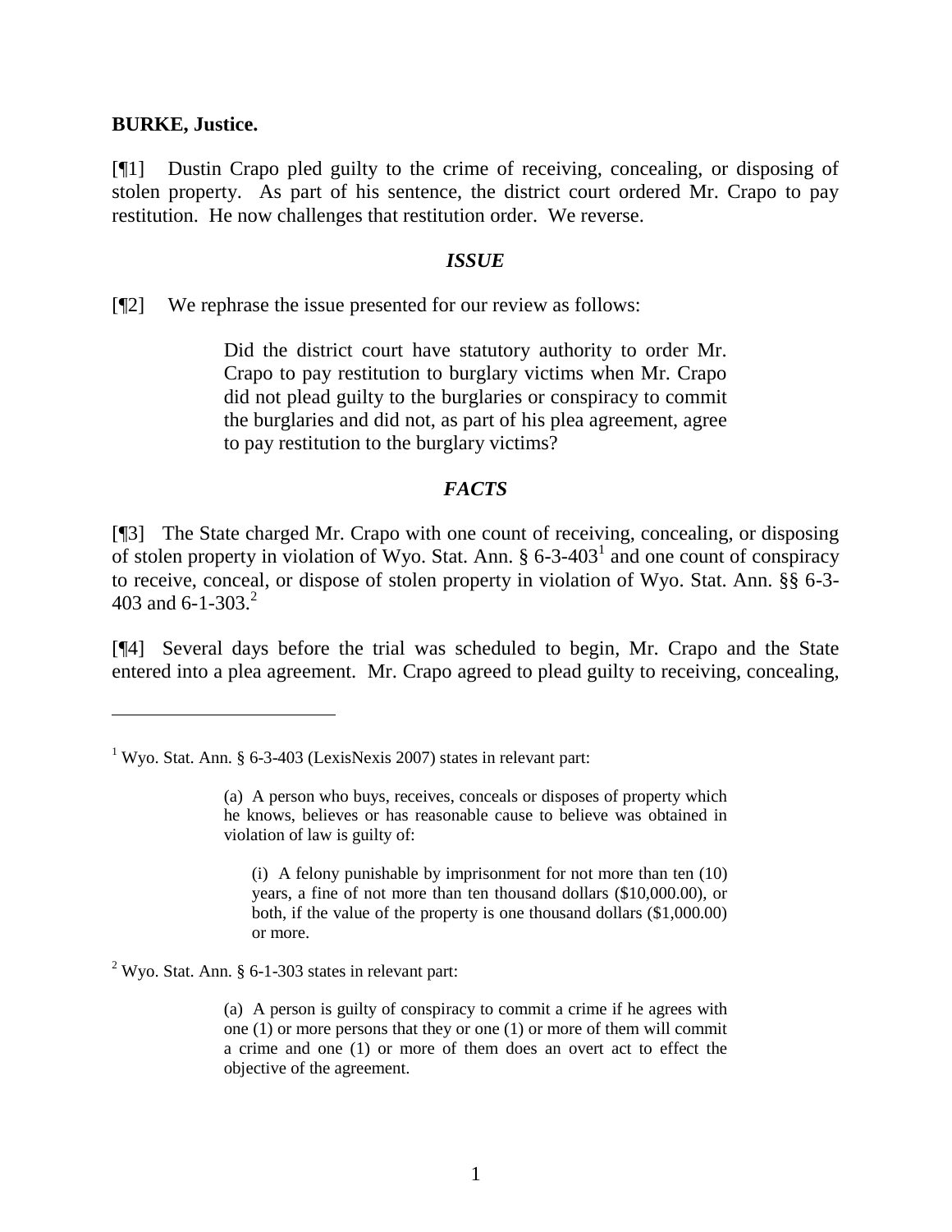**BURKE, Justice.**

[¶1] Dustin Crapo pled guilty to the crime of receiving, concealing, or disposing of stolen property. As part of his sentence, the district court ordered Mr. Crapo to pay restitution. He now challenges that restitution order. We reverse.

### *ISSUE*

[¶2] We rephrase the issue presented for our review as follows:

> Did the district court have statutory authority to order Mr. Crapo to pay restitution to burglary victims when Mr. Crapo did not plead guilty to the burglaries or conspiracy to commit the burglaries and did not, as part of his plea agreement, agree to pay restitution to the burglary victims?

### *FACTS*

[¶3] The State charged Mr. Crapo with one count of receiving, concealing, or disposing of stolen property in violation of Wyo. Stat. Ann. § 6-3-403[1] and one count of conspiracy to receive, conceal, or dispose of stolen property in violation of Wyo. Stat. Ann. §§ 6-3-403 and 6-1-303.[2]

[¶4] Several days before the trial was scheduled to begin, Mr. Crapo and the State entered into a plea agreement. Mr. Crapo agreed to plead guilty to receiving, concealing,

---

[1] Wyo. Stat. Ann. § 6-3-403 (LexisNexis 2007) states in relevant part:

> (a) A person who buys, receives, conceals or disposes of property which he knows, believes or has reasonable cause to believe was obtained in violation of law is guilty of:
>
> (i) A felony punishable by imprisonment for not more than ten (10) years, a fine of not more than ten thousand dollars ($10,000.00), or both, if the value of the property is one thousand dollars ($1,000.00) or more.

[2] Wyo. Stat. Ann. § 6-1-303 states in relevant part:

> (a) A person is guilty of conspiracy to commit a crime if he agrees with one (1) or more persons that they or one (1) or more of them will commit a crime and one (1) or more of them does an overt act to effect the objective of the agreement.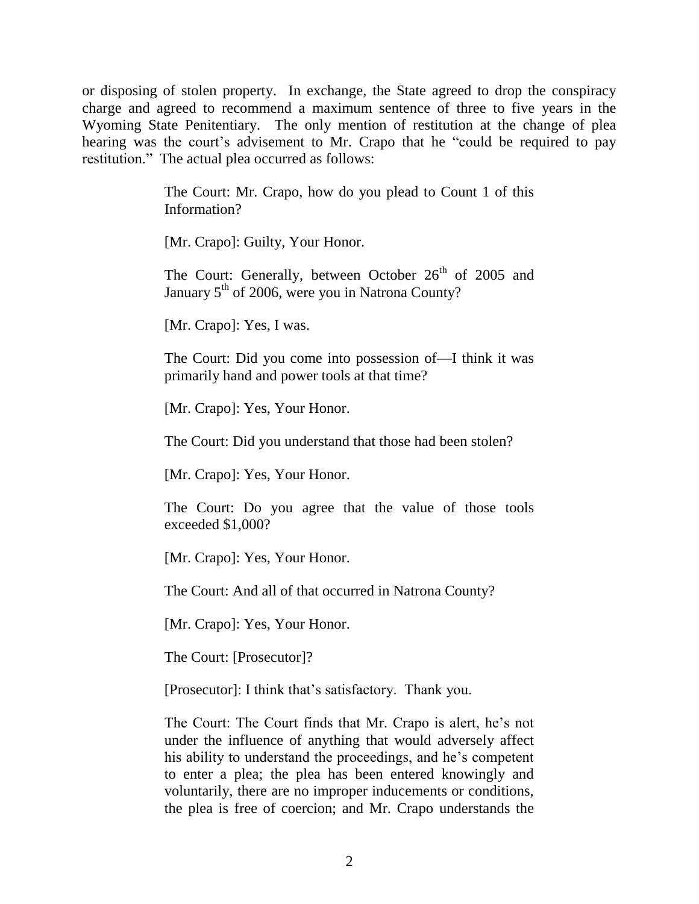or disposing of stolen property. In exchange, the State agreed to drop the conspiracy charge and agreed to recommend a maximum sentence of three to five years in the Wyoming State Penitentiary. The only mention of restitution at the change of plea hearing was the court's advisement to Mr. Crapo that he "could be required to pay restitution." The actual plea occurred as follows:

> The Court: Mr. Crapo, how do you plead to Count 1 of this Information?
>
> [Mr. Crapo]: Guilty, Your Honor.
>
> The Court: Generally, between October 26th of 2005 and January 5th of 2006, were you in Natrona County?
>
> [Mr. Crapo]: Yes, I was.
>
> The Court: Did you come into possession of—I think it was primarily hand and power tools at that time?
>
> [Mr. Crapo]: Yes, Your Honor.
>
> The Court: Did you understand that those had been stolen?
>
> [Mr. Crapo]: Yes, Your Honor.
>
> The Court: Do you agree that the value of those tools exceeded $1,000?
>
> [Mr. Crapo]: Yes, Your Honor.
>
> The Court: And all of that occurred in Natrona County?
>
> [Mr. Crapo]: Yes, Your Honor.
>
> The Court: [Prosecutor]?
>
> [Prosecutor]: I think that's satisfactory. Thank you.
>
> The Court: The Court finds that Mr. Crapo is alert, he's not under the influence of anything that would adversely affect his ability to understand the proceedings, and he's competent to enter a plea; the plea has been entered knowingly and voluntarily, there are no improper inducements or conditions, the plea is free of coercion; and Mr. Crapo understands the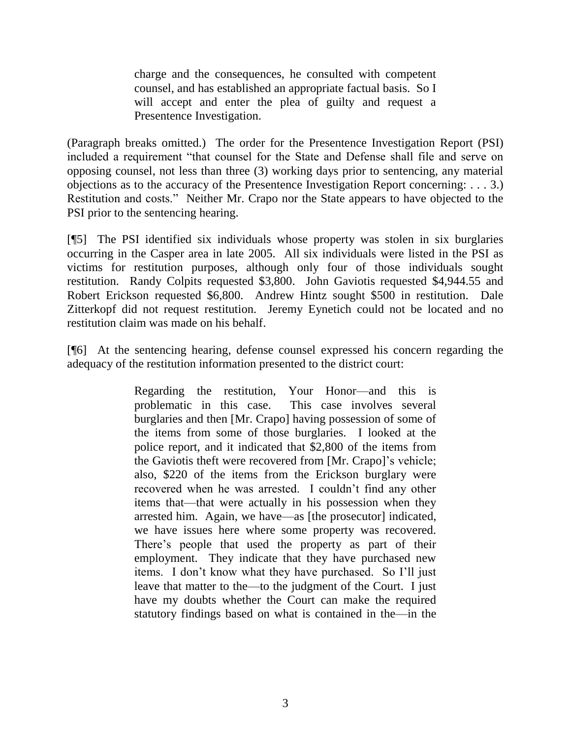> charge and the consequences, he consulted with competent counsel, and has established an appropriate factual basis. So I will accept and enter the plea of guilty and request a Presentence Investigation.

(Paragraph breaks omitted.) The order for the Presentence Investigation Report (PSI) included a requirement "that counsel for the State and Defense shall file and serve on opposing counsel, not less than three (3) working days prior to sentencing, any material objections as to the accuracy of the Presentence Investigation Report concerning: . . . 3.) Restitution and costs." Neither Mr. Crapo nor the State appears to have objected to the PSI prior to the sentencing hearing.

[¶5] The PSI identified six individuals whose property was stolen in six burglaries occurring in the Casper area in late 2005. All six individuals were listed in the PSI as victims for restitution purposes, although only four of those individuals sought restitution. Randy Colpits requested $3,800. John Gaviotis requested $4,944.55 and Robert Erickson requested $6,800. Andrew Hintz sought $500 in restitution. Dale Zitterkopf did not request restitution. Jeremy Eynetich could not be located and no restitution claim was made on his behalf.

[¶6] At the sentencing hearing, defense counsel expressed his concern regarding the adequacy of the restitution information presented to the district court:

> Regarding the restitution, Your Honor—and this is problematic in this case. This case involves several burglaries and then [Mr. Crapo] having possession of some of the items from some of those burglaries. I looked at the police report, and it indicated that $2,800 of the items from the Gaviotis theft were recovered from [Mr. Crapo]'s vehicle; also, $220 of the items from the Erickson burglary were recovered when he was arrested. I couldn't find any other items that—that were actually in his possession when they arrested him. Again, we have—as [the prosecutor] indicated, we have issues here where some property was recovered. There's people that used the property as part of their employment. They indicate that they have purchased new items. I don't know what they have purchased. So I'll just leave that matter to the—to the judgment of the Court. I just have my doubts whether the Court can make the required statutory findings based on what is contained in the—in the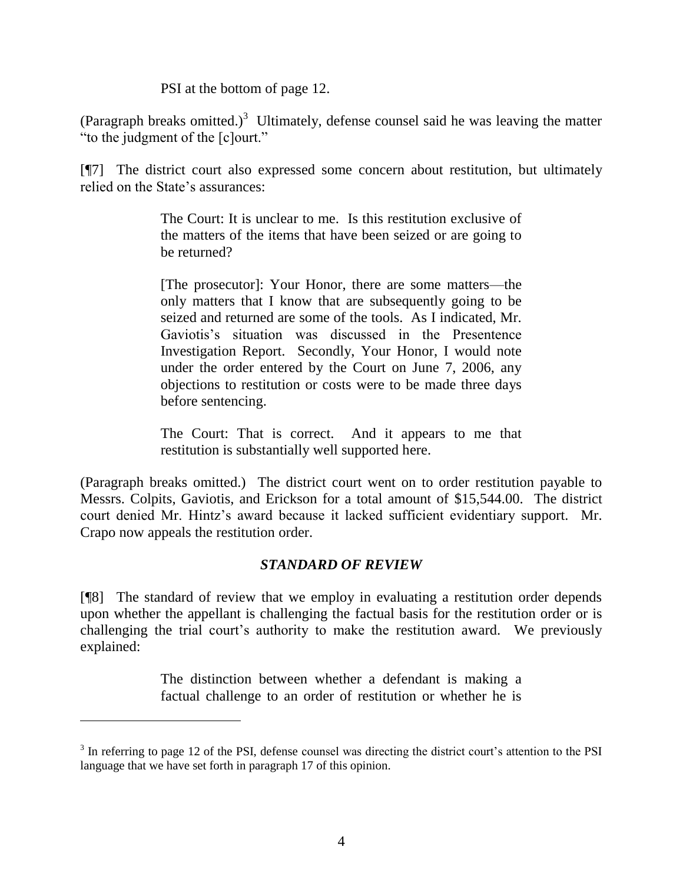> PSI at the bottom of page 12.

(Paragraph breaks omitted.)[3] Ultimately, defense counsel said he was leaving the matter "to the judgment of the [c]ourt."

[¶7] The district court also expressed some concern about restitution, but ultimately relied on the State's assurances:

> The Court: It is unclear to me. Is this restitution exclusive of the matters of the items that have been seized or are going to be returned?
>
> [The prosecutor]: Your Honor, there are some matters—the only matters that I know that are subsequently going to be seized and returned are some of the tools. As I indicated, Mr. Gaviotis's situation was discussed in the Presentence Investigation Report. Secondly, Your Honor, I would note under the order entered by the Court on June 7, 2006, any objections to restitution or costs were to be made three days before sentencing.
>
> The Court: That is correct. And it appears to me that restitution is substantially well supported here.

(Paragraph breaks omitted.) The district court went on to order restitution payable to Messrs. Colpits, Gaviotis, and Erickson for a total amount of $15,544.00. The district court denied Mr. Hintz's award because it lacked sufficient evidentiary support. Mr. Crapo now appeals the restitution order.

### *STANDARD OF REVIEW*

[¶8] The standard of review that we employ in evaluating a restitution order depends upon whether the appellant is challenging the factual basis for the restitution order or is challenging the trial court's authority to make the restitution award. We previously explained:

> The distinction between whether a defendant is making a factual challenge to an order of restitution or whether he is

---

[3] In referring to page 12 of the PSI, defense counsel was directing the district court's attention to the PSI language that we have set forth in paragraph 17 of this opinion.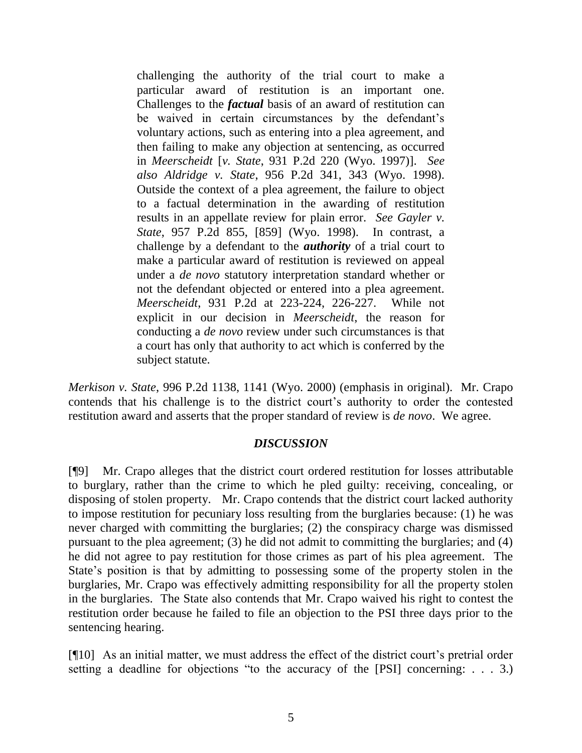> challenging the authority of the trial court to make a particular award of restitution is an important one. Challenges to the ***factual*** basis of an award of restitution can be waived in certain circumstances by the defendant's voluntary actions, such as entering into a plea agreement, and then failing to make any objection at sentencing, as occurred in *Meerscheidt* [*v. State*, 931 P.2d 220 (Wyo. 1997)]. *See also Aldridge v. State*, 956 P.2d 341, 343 (Wyo. 1998). Outside the context of a plea agreement, the failure to object to a factual determination in the awarding of restitution results in an appellate review for plain error. *See Gayler v. State*, 957 P.2d 855, [859] (Wyo. 1998). In contrast, a challenge by a defendant to the ***authority*** of a trial court to make a particular award of restitution is reviewed on appeal under a *de novo* statutory interpretation standard whether or not the defendant objected or entered into a plea agreement. *Meerscheidt*, 931 P.2d at 223-224, 226-227. While not explicit in our decision in *Meerscheidt*, the reason for conducting a *de novo* review under such circumstances is that a court has only that authority to act which is conferred by the subject statute.

*Merkison v. State*, 996 P.2d 1138, 1141 (Wyo. 2000) (emphasis in original). Mr. Crapo contends that his challenge is to the district court's authority to order the contested restitution award and asserts that the proper standard of review is *de novo*. We agree.

## *DISCUSSION*

[¶9] Mr. Crapo alleges that the district court ordered restitution for losses attributable to burglary, rather than the crime to which he pled guilty: receiving, concealing, or disposing of stolen property. Mr. Crapo contends that the district court lacked authority to impose restitution for pecuniary loss resulting from the burglaries because: (1) he was never charged with committing the burglaries; (2) the conspiracy charge was dismissed pursuant to the plea agreement; (3) he did not admit to committing the burglaries; and (4) he did not agree to pay restitution for those crimes as part of his plea agreement. The State's position is that by admitting to possessing some of the property stolen in the burglaries, Mr. Crapo was effectively admitting responsibility for all the property stolen in the burglaries. The State also contends that Mr. Crapo waived his right to contest the restitution order because he failed to file an objection to the PSI three days prior to the sentencing hearing.

[¶10] As an initial matter, we must address the effect of the district court's pretrial order setting a deadline for objections "to the accuracy of the [PSI] concerning: . . . 3.)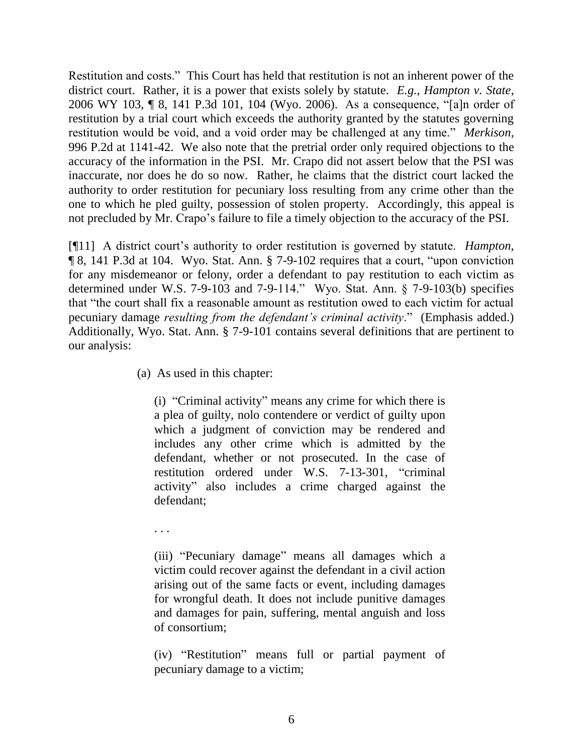Restitution and costs." This Court has held that restitution is not an inherent power of the district court. Rather, it is a power that exists solely by statute. *E.g.*, *Hampton v. State*, 2006 WY 103, ¶ 8, 141 P.3d 101, 104 (Wyo. 2006). As a consequence, "[a]n order of restitution by a trial court which exceeds the authority granted by the statutes governing restitution would be void, and a void order may be challenged at any time." *Merkison*, 996 P.2d at 1141-42. We also note that the pretrial order only required objections to the accuracy of the information in the PSI. Mr. Crapo did not assert below that the PSI was inaccurate, nor does he do so now. Rather, he claims that the district court lacked the authority to order restitution for pecuniary loss resulting from any crime other than the one to which he pled guilty, possession of stolen property. Accordingly, this appeal is not precluded by Mr. Crapo's failure to file a timely objection to the accuracy of the PSI.

[¶11] A district court's authority to order restitution is governed by statute. *Hampton*, ¶ 8, 141 P.3d at 104. Wyo. Stat. Ann. § 7-9-102 requires that a court, "upon conviction for any misdemeanor or felony, order a defendant to pay restitution to each victim as determined under W.S. 7-9-103 and 7-9-114." Wyo. Stat. Ann. § 7-9-103(b) specifies that "the court shall fix a reasonable amount as restitution owed to each victim for actual pecuniary damage *resulting from the defendant's criminal activity*." (Emphasis added.) Additionally, Wyo. Stat. Ann. § 7-9-101 contains several definitions that are pertinent to our analysis:

> (a) As used in this chapter:
>
> > (i) "Criminal activity" means any crime for which there is a plea of guilty, nolo contendere or verdict of guilty upon which a judgment of conviction may be rendered and includes any other crime which is admitted by the defendant, whether or not prosecuted. In the case of restitution ordered under W.S. 7-13-301, "criminal activity" also includes a crime charged against the defendant;
> >
> > . . .
> >
> > (iii) "Pecuniary damage" means all damages which a victim could recover against the defendant in a civil action arising out of the same facts or event, including damages for wrongful death. It does not include punitive damages and damages for pain, suffering, mental anguish and loss of consortium;
> >
> > (iv) "Restitution" means full or partial payment of pecuniary damage to a victim;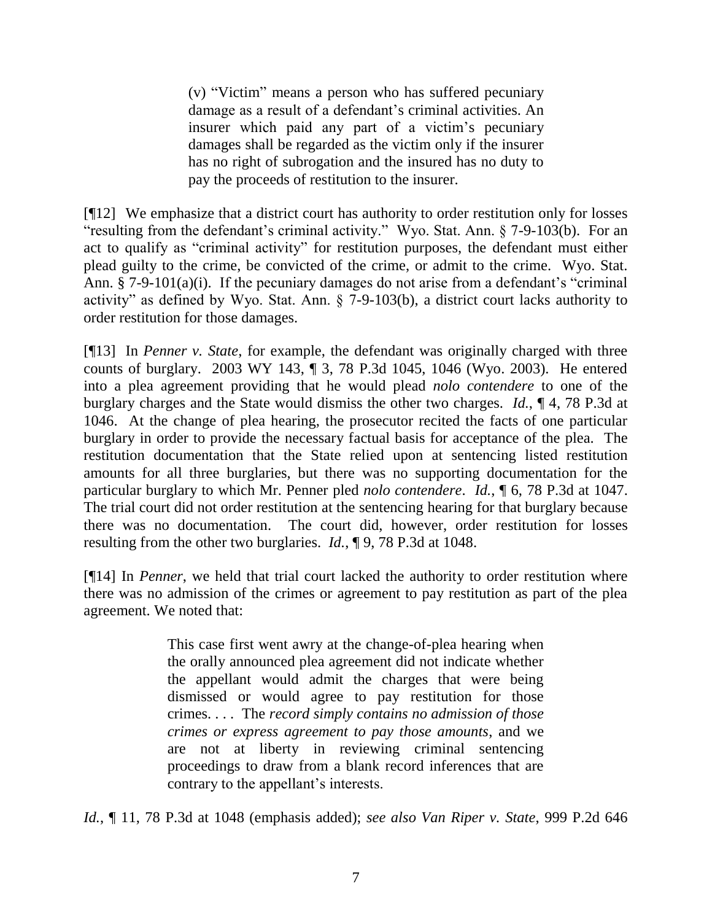> (v) "Victim" means a person who has suffered pecuniary damage as a result of a defendant's criminal activities. An insurer which paid any part of a victim's pecuniary damages shall be regarded as the victim only if the insurer has no right of subrogation and the insured has no duty to pay the proceeds of restitution to the insurer.

[¶12] We emphasize that a district court has authority to order restitution only for losses "resulting from the defendant's criminal activity." Wyo. Stat. Ann. § 7-9-103(b). For an act to qualify as "criminal activity" for restitution purposes, the defendant must either plead guilty to the crime, be convicted of the crime, or admit to the crime. Wyo. Stat. Ann. § 7-9-101(a)(i). If the pecuniary damages do not arise from a defendant's "criminal activity" as defined by Wyo. Stat. Ann. § 7-9-103(b), a district court lacks authority to order restitution for those damages.

[¶13] In *Penner v. State*, for example, the defendant was originally charged with three counts of burglary. 2003 WY 143, ¶ 3, 78 P.3d 1045, 1046 (Wyo. 2003). He entered into a plea agreement providing that he would plead *nolo contendere* to one of the burglary charges and the State would dismiss the other two charges. *Id.*, ¶ 4, 78 P.3d at 1046. At the change of plea hearing, the prosecutor recited the facts of one particular burglary in order to provide the necessary factual basis for acceptance of the plea. The restitution documentation that the State relied upon at sentencing listed restitution amounts for all three burglaries, but there was no supporting documentation for the particular burglary to which Mr. Penner pled *nolo contendere*. *Id.*, ¶ 6, 78 P.3d at 1047. The trial court did not order restitution at the sentencing hearing for that burglary because there was no documentation. The court did, however, order restitution for losses resulting from the other two burglaries. *Id.*, ¶ 9, 78 P.3d at 1048.

[¶14] In *Penner*, we held that trial court lacked the authority to order restitution where there was no admission of the crimes or agreement to pay restitution as part of the plea agreement. We noted that:

> This case first went awry at the change-of-plea hearing when the orally announced plea agreement did not indicate whether the appellant would admit the charges that were being dismissed or would agree to pay restitution for those crimes. . . . The *record simply contains no admission of those crimes or express agreement to pay those amounts*, and we are not at liberty in reviewing criminal sentencing proceedings to draw from a blank record inferences that are contrary to the appellant's interests.

*Id.*, ¶ 11, 78 P.3d at 1048 (emphasis added); *see also Van Riper v. State*, 999 P.2d 646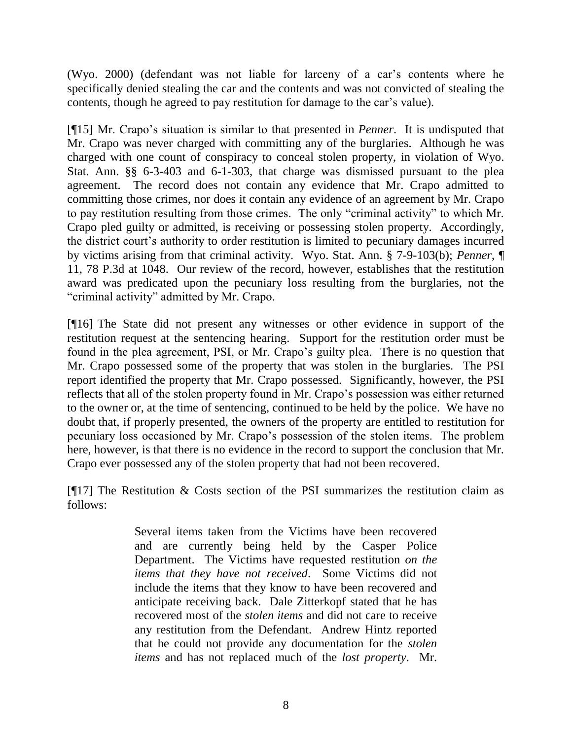(Wyo. 2000) (defendant was not liable for larceny of a car's contents where he specifically denied stealing the car and the contents and was not convicted of stealing the contents, though he agreed to pay restitution for damage to the car's value).

[¶15] Mr. Crapo's situation is similar to that presented in *Penner*. It is undisputed that Mr. Crapo was never charged with committing any of the burglaries. Although he was charged with one count of conspiracy to conceal stolen property, in violation of Wyo. Stat. Ann. §§ 6-3-403 and 6-1-303, that charge was dismissed pursuant to the plea agreement. The record does not contain any evidence that Mr. Crapo admitted to committing those crimes, nor does it contain any evidence of an agreement by Mr. Crapo to pay restitution resulting from those crimes. The only "criminal activity" to which Mr. Crapo pled guilty or admitted, is receiving or possessing stolen property. Accordingly, the district court's authority to order restitution is limited to pecuniary damages incurred by victims arising from that criminal activity. Wyo. Stat. Ann. § 7-9-103(b); *Penner*, ¶ 11, 78 P.3d at 1048. Our review of the record, however, establishes that the restitution award was predicated upon the pecuniary loss resulting from the burglaries, not the "criminal activity" admitted by Mr. Crapo.

[¶16] The State did not present any witnesses or other evidence in support of the restitution request at the sentencing hearing. Support for the restitution order must be found in the plea agreement, PSI, or Mr. Crapo's guilty plea. There is no question that Mr. Crapo possessed some of the property that was stolen in the burglaries. The PSI report identified the property that Mr. Crapo possessed. Significantly, however, the PSI reflects that all of the stolen property found in Mr. Crapo's possession was either returned to the owner or, at the time of sentencing, continued to be held by the police. We have no doubt that, if properly presented, the owners of the property are entitled to restitution for pecuniary loss occasioned by Mr. Crapo's possession of the stolen items. The problem here, however, is that there is no evidence in the record to support the conclusion that Mr. Crapo ever possessed any of the stolen property that had not been recovered.

[¶17] The Restitution & Costs section of the PSI summarizes the restitution claim as follows:

> Several items taken from the Victims have been recovered and are currently being held by the Casper Police Department. The Victims have requested restitution *on the items that they have not received*. Some Victims did not include the items that they know to have been recovered and anticipate receiving back. Dale Zitterkopf stated that he has recovered most of the *stolen items* and did not care to receive any restitution from the Defendant. Andrew Hintz reported that he could not provide any documentation for the *stolen items* and has not replaced much of the *lost property*. Mr.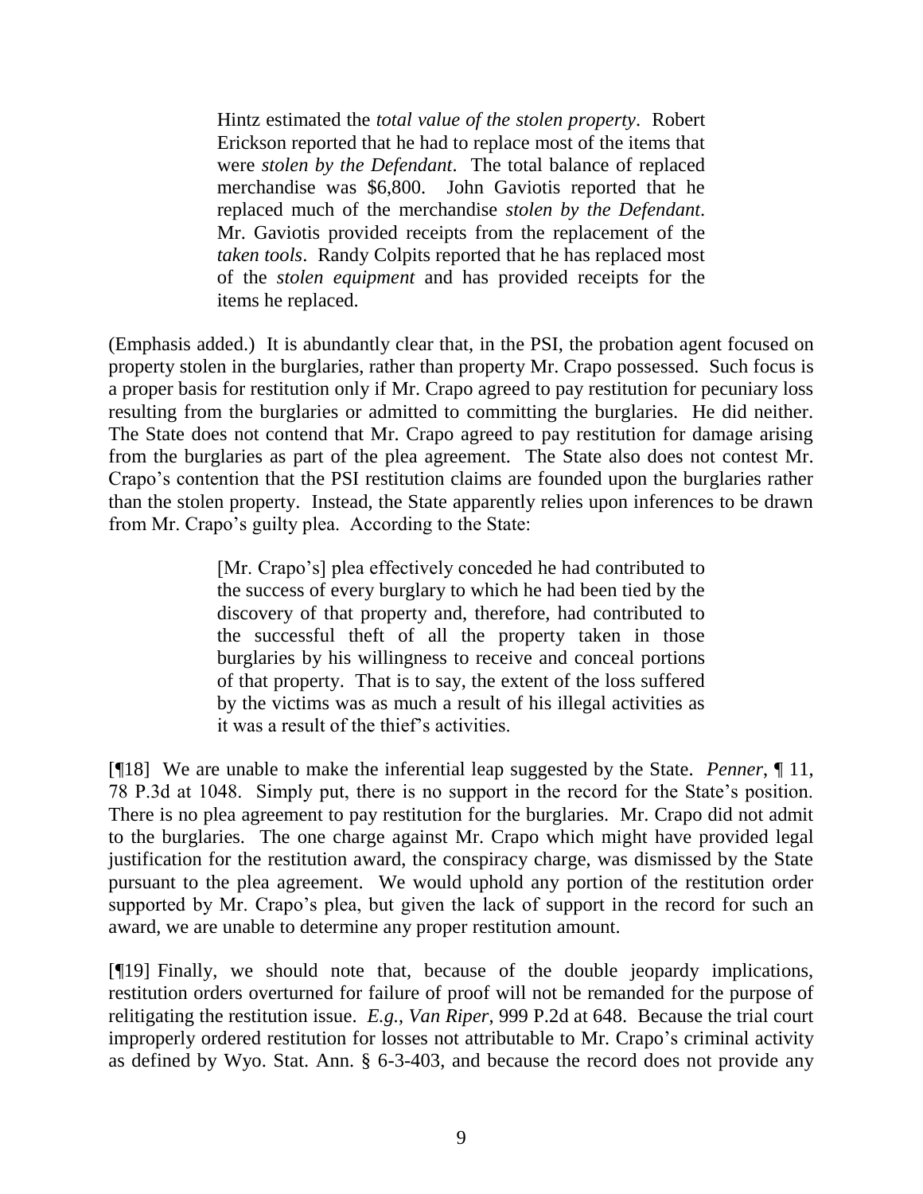> Hintz estimated the *total value of the stolen property*. Robert Erickson reported that he had to replace most of the items that were *stolen by the Defendant*. The total balance of replaced merchandise was $6,800. John Gaviotis reported that he replaced much of the merchandise *stolen by the Defendant*. Mr. Gaviotis provided receipts from the replacement of the *taken tools*. Randy Colpits reported that he has replaced most of the *stolen equipment* and has provided receipts for the items he replaced.

(Emphasis added.) It is abundantly clear that, in the PSI, the probation agent focused on property stolen in the burglaries, rather than property Mr. Crapo possessed. Such focus is a proper basis for restitution only if Mr. Crapo agreed to pay restitution for pecuniary loss resulting from the burglaries or admitted to committing the burglaries. He did neither. The State does not contend that Mr. Crapo agreed to pay restitution for damage arising from the burglaries as part of the plea agreement. The State also does not contest Mr. Crapo's contention that the PSI restitution claims are founded upon the burglaries rather than the stolen property. Instead, the State apparently relies upon inferences to be drawn from Mr. Crapo's guilty plea. According to the State:

> [Mr. Crapo's] plea effectively conceded he had contributed to the success of every burglary to which he had been tied by the discovery of that property and, therefore, had contributed to the successful theft of all the property taken in those burglaries by his willingness to receive and conceal portions of that property. That is to say, the extent of the loss suffered by the victims was as much a result of his illegal activities as it was a result of the thief's activities.

[¶18] We are unable to make the inferential leap suggested by the State. *Penner*, ¶ 11, 78 P.3d at 1048. Simply put, there is no support in the record for the State's position. There is no plea agreement to pay restitution for the burglaries. Mr. Crapo did not admit to the burglaries. The one charge against Mr. Crapo which might have provided legal justification for the restitution award, the conspiracy charge, was dismissed by the State pursuant to the plea agreement. We would uphold any portion of the restitution order supported by Mr. Crapo's plea, but given the lack of support in the record for such an award, we are unable to determine any proper restitution amount.

[¶19] Finally, we should note that, because of the double jeopardy implications, restitution orders overturned for failure of proof will not be remanded for the purpose of relitigating the restitution issue. *E.g.*, *Van Riper*, 999 P.2d at 648. Because the trial court improperly ordered restitution for losses not attributable to Mr. Crapo's criminal activity as defined by Wyo. Stat. Ann. § 6-3-403, and because the record does not provide any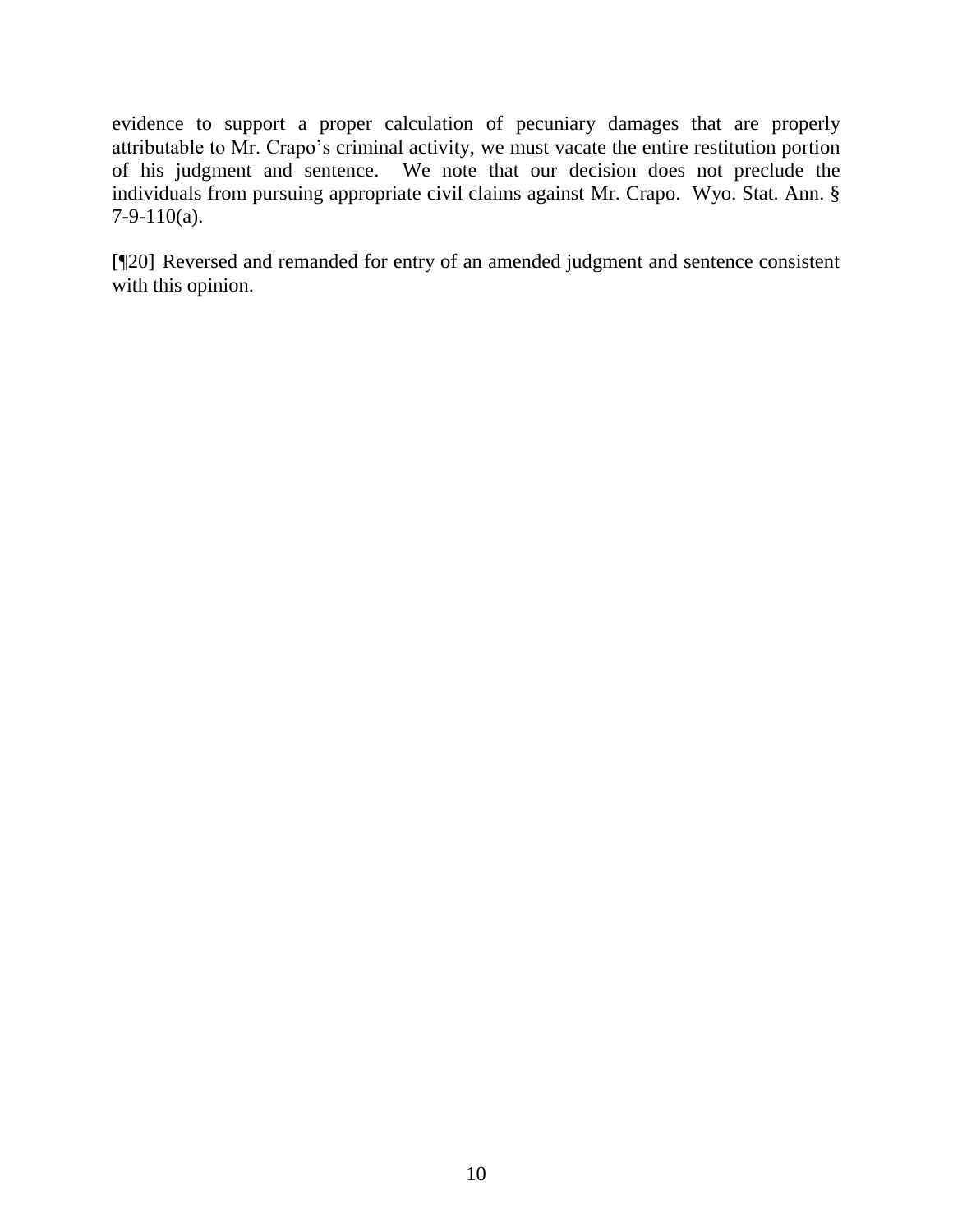evidence to support a proper calculation of pecuniary damages that are properly attributable to Mr. Crapo's criminal activity, we must vacate the entire restitution portion of his judgment and sentence. We note that our decision does not preclude the individuals from pursuing appropriate civil claims against Mr. Crapo. Wyo. Stat. Ann. § 7-9-110(a).

[¶20] Reversed and remanded for entry of an amended judgment and sentence consistent with this opinion.